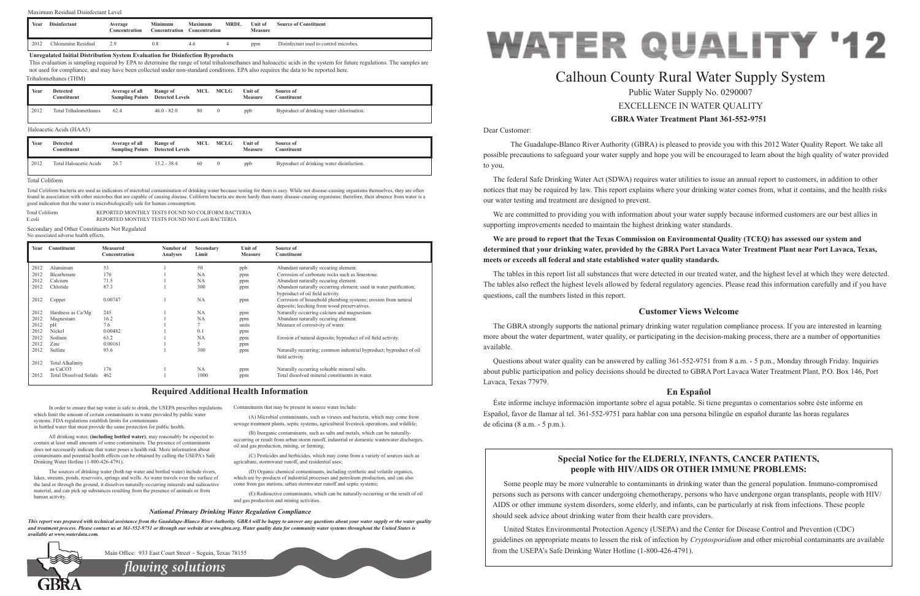# WATER QUALITY '12

## Calhoun County Rural Water Supply System

Public Water Supply No. 0290007

EXCELLENCE IN WATER QUALITY

**GBRA Water Treatment Plant 361-552-9751**

Dear Customer:

The Guadalupe-Blanco River Authority (GBRA) is pleased to provide you with this 2012 Water Quality Report. We take all possible precautions to safeguard your water supply and hope you will be encouraged to learn about the high quality of water provided to you.

The federal Safe Drinking Water Act (SDWA) requires water utilities to issue an annual report to customers, in addition to other notices that may be required by law. This report explains where your drinking water comes from, what it contains, and the health risks our water testing and treatment are designed to prevent.

We are committed to providing you with information about your water supply because informed customers are our best allies in supporting improvements needed to maintain the highest drinking water standards.

**We are proud to report that the Texas Commission on Environmental Quality (TCEQ) has assessed our system and determined that your drinking water, provided by the GBRA Port Lavaca Water Treatment Plant near Port Lavaca, Texas, meets or exceeds all federal and state established water quality standards.**

The tables in this report list all substances that were detected in our treated water, and the highest level at which they were detected. The tables also reflect the highest levels allowed by federal regulatory agencies. Please read this information carefully and if you have questions, call the numbers listed in this report.

### Customer Views Welcome

The GBRA strongly supports the national primary drinking water regulation compliance process. If you are interested in learning more about the water department, water quality, or participating in the decision-making process, there are a number of opportunities available.

Questions about water quality can be answered by calling 361-552-9751 from 8 a.m. - 5 p.m., Monday through Friday. Inquiries about public participation and policy decisions should be directed to GBRA Port Lavaca Water Treatment Plant, P.O. Box 146, Port Lavaca, Texas 77979.

### En Español

Éste informe incluye información importante sobre el agua potable. Si tiene preguntas o comentarios sobre éste informe en Español, favor de llamar al tel. 361-552-9751 para hablar con una persona bilingüe en español durante las horas regulares de oficina (8 a.m. - 5 p.m.).

### Special Notice for the ELDERLY, INFANTS, CANCER PATIENTS, people with HIV/AIDS OR OTHER IMMUNE PROBLEMS:

Some people may be more vulnerable to contaminants in drinking water than the general population. Immuno-compromised persons such as persons with cancer undergoing chemotherapy, persons who have undergone organ transplants, people with HIV/AIDS or other immune system disorders, some elderly, and infants, can be particularly at risk from infections. These people should seek advice about drinking water from their health care providers.

United States Environmental Protection Agency (USEPA) and the Center for Disease Control and Prevention (CDC) guidelines on appropriate means to lessen the risk of infection by *Cryptosporidium* and other microbial contaminants are available from the USEPA's Safe Drinking Water Hotline (1-800-426-4791).

Maximum Residual Disinfectant Level

| Year | Disinfectant | Average Concentration | Minimum Concentration | Maximum Concentration | MRDL | Unit of Measure | Source of Constituent |
|---|---|---|---|---|---|---|---|
| 2012 | Chloramine Residual | 2.9 | 0.8 | 4.6 | 4 | ppm | Disinfectant used to control microbes. |

**Unregulated Initial Distribution System Evaluation for Disinfection Byproducts**

This evaluation is sampling required by EPA to determine the range of total trihalomethanes and haloacetic acids in the system for future regulations. The samples are not used for compliance, and may have been collected under non-standard conditions. EPA also requires the data to be reported here.

Trihalomethanes (THM)

| Year | Detected Constituent | Average of all Sampling Points | Range of Detected Levels | MCL | MCLG | Unit of Measure | Source of Constituent |
|---|---|---|---|---|---|---|---|
| 2012 | Total Trihalomethanes | 62.4 | 46.0 - 82.0 | 80 | 0 | ppb | Byproduct of drinking water chlorination. |

Haloacetic Acids (HAA5)

| Year | Detected Constituent | Average of all Sampling Points | Range of Detected Levels | MCL | MCLG | Unit of Measure | Source of Constituent |
|---|---|---|---|---|---|---|---|
| 2012 | Total Haloacetic Acids | 26.7 | 15.2 - 38.4 | 60 | 0 | ppb | Byproduct of drinking water disinfection. |

Total Coliform

Total Coliform bacteria are used as indicators of microbial contamination of drinking water because testing for them is easy. While not disease-causing organisms themselves, they are often found in association with other microbes that are capable of causing disease. Coliform bacteria are more hardy than many disease-causing organisms; therefore, their absence from water is a good indication that the water is microbiologically safe for human consumption.

Total Coliform — REPORTED MONTHLY TESTS FOUND NO COLIFORM BACTERIA
E.coli — REPORTED MONTHLY TESTS FOUND NO E.coli BACTERIA

Secondary and Other Constituents Not Regulated
No associated adverse health effects.

| Year | Constituent | Measured Concentration | Number of Analyses | Secondary Limit | Unit of Measure | Source of Constituent |
|---|---|---|---|---|---|---|
| 2012 | Aluminum | 53 | 1 | 50 | ppb | Abundant naturally occuring element. |
| 2012 | Bicarbonate | 176 | 1 | NA | ppm | Corrosion of carbonate rocks such as limestone. |
| 2012 | Calcium | 71.5 | 1 | NA | ppm | Abundant naturally occuring element. |
| 2012 | Chloride | 87.3 | 1 | 300 | ppm | Abundant naturally occurring element; used in water purification; byproduct of oil field activity. |
| 2012 | Copper | 0.00747 | 1 | NA | ppm | Corrosion of household plumbing systems; erosion from natural deposits; leaching from wood preservatives. |
| 2012 | Hardness as Ca/Mg | 245 | 1 | NA | ppm | Naturally occurring calcium and magnesium. |
| 2012 | Magnesium | 16.2 | 1 | NA | ppm | Abundant naturally occuring element. |
| 2012 | pH | 7.6 | 1 | 7 | units | Measure of corrosivity of water. |
| 2012 | Nickel | 0.00482 | 1 | 0.1 | ppm | |
| 2012 | Sodium | 63.2 | 1 | NA | ppm | Erosion of natural deposits; byproduct of oil field activity. |
| 2012 | Zinc | 0.00161 | 1 | 5 | ppm | |
| 2012 | Sulfate | 93.6 | 1 | 300 | ppm | Naturally occurring; common industrial byproduct; byproduct of oil field activity. |
| 2012 | Total Alkalinity as $CaCO_3$ | 176 | 1 | NA | ppm | Naturally occurring soluable mineral salts. |
| 2012 | Total Dissolved Solids | 462 | 1 | 1000 | ppm | Total dissolved mineral constituents in water. |

### Required Additional Health Information

In order to ensure that tap water is safe to drink, the USEPA prescribes regulations which limit the amount of certain contaminants in water provided by public water systems. FDA regulations establish limits for contaminants in bottled water that must provide the same protection for public health.

All drinking water, **(including bottled water)**, may reasonably be expected to contain at least small amounts of some contaminants. The presence of contaminants does not necessarily indicate that water poses a health risk. More information about contaminants and potential health effects can be obtained by calling the USEPA's Safe Drinking Water Hotline (1-800-426-4791).

The sources of drinking water (both tap water and bottled water) include rivers, lakes, streams, ponds, reservoirs, springs and wells. As water travels over the surface of the land or through the ground, it dissolves naturally-occurring minerals and radioactive material, and can pick up substances resulting from the presence of animals or from human activity.

Contaminants that may be present in source water include:

(A) Microbial contaminants, such as viruses and bacteria, which may come from sewage treatment plants, septic systems, agricultural livestock operations, and wildlife;

(B) Inorganic contaminants, such as salts and metals, which can be naturally-occurring or result from urban storm runoff, industrial or domestic wastewater discharges, oil and gas production, mining, or farming;

(C) Pesticides and herbicides, which may come from a variety of sources such as agriculture, stormwater runoff, and residential uses;

(D) Organic chemical contaminants, including synthetic and volatile organics, which are by-products of industrial processes and petroleum production, and can also come from gas stations, urban stormwater runoff and septic systems;

(E) Radioactive contaminants, which can be naturally-occurring or the result of oil and gas production and mining activities.

#### *National Primary Drinking Water Regulation Compliance*

***This report was prepared with technical assistance from the Guadalupe-Blanco River Authority. GBRA will be happy to answer any questions about your water supply or the water quality and treatment process. Please contact us at 361-552-9751 or through our website at www.gbra.org. Water quality data for community water systems throughout the United States is available at www.waterdata.com.***

Main Office: 933 East Court Street ~ Seguin, Texas 78155

*flowing solutions*

GBRA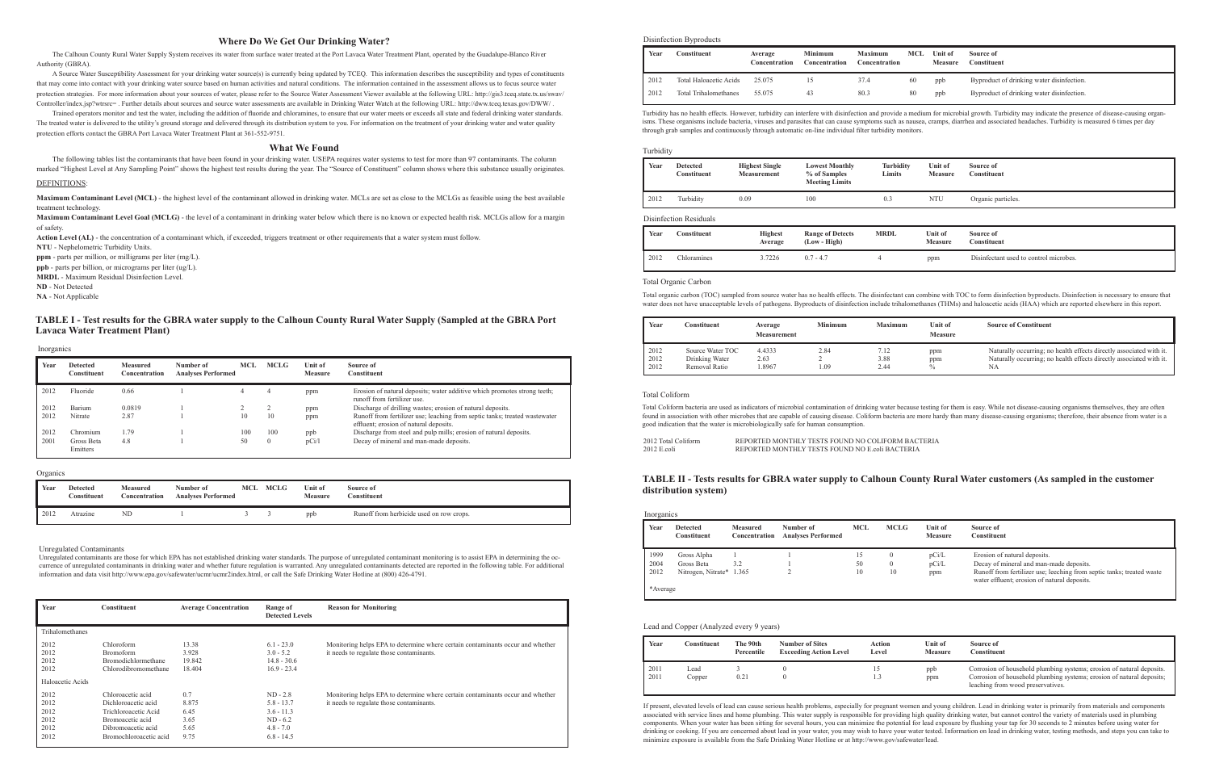## Where Do We Get Our Drinking Water?

The Calhoun County Rural Water Supply System receives its water from surface water treated at the Port Lavaca Water Treatment Plant, operated by the Guadalupe-Blanco River Authority (GBRA).

A Source Water Susceptibility Assessment for your drinking water source(s) is currently being updated by TCEQ. This information describes the susceptibility and types of constituents that may come into contact with your drinking water source based on human activities and natural conditions. The information contained in the assessment allows us to focus source water protection strategies. For more information about your sources of water, please refer to the Source Water Assessment Viewer available at the following URL: http://gis3.tceq.state.tx.us/swav/Controller/index.jsp?wtrsrc= . Further details about sources and source water assessments are available in Drinking Water Watch at the following URL: http://dww.tceq.texas.gov/DWW/ .

Trained operators monitor and test the water, including the addition of fluoride and chloramines, to ensure that our water meets or exceeds all state and federal drinking water standards. The treated water is delivered to the utility's ground storage and delivered through its distribution system to you. For information on the treatment of your drinking water and water quality protection efforts contact the GBRA Port Lavaca Water Treatment Plant at 361-552-9751.

## What We Found

The following tables list the contaminants that have been found in your drinking water. USEPA requires water systems to test for more than 97 contaminants. The column marked "Highest Level at Any Sampling Point" shows the highest test results during the year. The "Source of Constituent" column shows where this substance usually originates.

DEFINITIONS:

**Maximum Contaminant Level (MCL)** - the highest level of the contaminant allowed in drinking water. MCLs are set as close to the MCLGs as feasible using the best available treatment technology.

**Maximum Contaminant Level Goal (MCLG)** - the level of a contaminant in drinking water below which there is no known or expected health risk. MCLGs allow for a margin of safety.

**Action Level (AL)** - the concentration of a contaminant which, if exceeded, triggers treatment or other requirements that a water system must follow.

**NTU** - Nephelometric Turbidity Units.

**ppm** - parts per million, or milligrams per liter (mg/L).

**ppb** - parts per billion, or micrograms per liter (ug/L).

**MRDL** - Maximum Residual Disinfection Level.

**ND** - Not Detected

**NA** - Not Applicable

### TABLE I - Test results for the GBRA water supply to the Calhoun County Rural Water Supply (Sampled at the GBRA Port Lavaca Water Treatment Plant)

Inorganics

| Year | Detected Constituent | Measured Concentration | Number of Analyses Performed | MCL | MCLG | Unit of Measure | Source of Constituent |
|---|---|---|---|---|---|---|---|
| 2012 | Fluoride | 0.66 | 1 | 4 | 4 | ppm | Erosion of natural deposits; water additive which promotes strong teeth; runoff from fertilizer use. |
| 2012 | Barium | 0.0819 | 1 | 2 | 2 | ppm | Discharge of drilling wastes; erosion of natural deposits. |
| 2012 | Nitrate | 2.87 | 1 | 10 | 10 | ppm | Runoff from fertilizer use; leaching from septic tanks; treated wastewater effluent; erosion of natural deposits. |
| 2012 | Chromium | 1.79 | 1 | 100 | 100 | ppb | Discharge from steel and pulp mills; erosion of natural deposits. |
| 2001 | Gross Beta Emitters | 4.8 | 1 | 50 | 0 | pCi/l | Decay of mineral and man-made deposits. |

Organics

| Year | Detected Constituent | Measured Concentration | Number of Analyses Performed | MCL | MCLG | Unit of Measure | Source of Constituent |
|---|---|---|---|---|---|---|---|
| 2012 | Atrazine | ND | 1 | 3 | 3 | ppb | Runoff from herbicide used on row crops. |

Unregulated Contaminants

Unregulated contaminants are those for which EPA has not established drinking water standards. The purpose of unregulated contaminant monitoring is to assist EPA in determining the occurrence of unregulated contaminants in drinking water and whether future regulation is warranted. Any unregulated contaminants detected are reported in the following table. For additional information and data visit http://www.epa.gov/safewater/ucmr/ucmr2index.html, or call the Safe Drinking Water Hotline at (800) 426-4791.

| Year | Constituent | Average Concentration | Range of Detected Levels | Reason for Monitoring |
|---|---|---|---|---|
| Trihalomethanes | | | | |
| 2012 | Chloroform | 13.38 | 6.1 - 23.0 | Monitoring helps EPA to determine where certain contaminants occur and whether it needs to regulate those contaminants. |
| 2012 | Bromoform | 3.928 | 3.0 - 5.2 | |
| 2012 | Bromodichlormethane | 19.842 | 14.8 - 30.6 | |
| 2012 | Chlorodibromomethane | 18.404 | 16.9 - 23.4 | |
| Haloacetic Acids | | | | |
| 2012 | Chloroacetic acid | 0.7 | ND - 2.8 | Monitoring helps EPA to determine where certain contaminants occur and whether it needs to regulate those contaminants. |
| 2012 | Dichloroacetic acid | 8.875 | 5.8 - 13.7 | |
| 2012 | Trichloroacetic Acid | 6.45 | 3.6 - 11.3 | |
| 2012 | Bromoacetic acid | 3.65 | ND - 6.2 | |
| 2012 | Dibromoacetic acid | 5.65 | 4.8 - 7.0 | |
| 2012 | Bromochloroacetic acid | 9.75 | 6.8 - 14.5 | |

Disinfection Byproducts

| Year | Constituent | Average Concentration | Minimum Concentration | Maximum Concentration | MCL | Unit of Measure | Source of Constituent |
|---|---|---|---|---|---|---|---|
| 2012 | Total Haloacetic Acids | 25.075 | 15 | 37.4 | 60 | ppb | Byproduct of drinking water disinfection. |
| 2012 | Total Trihalomethanes | 55.075 | 43 | 80.3 | 80 | ppb | Byproduct of drinking water disinfection. |

Turbidity has no health effects. However, turbidity can interfere with disinfection and provide a medium for microbial growth. Turbidity may indicate the presence of disease-causing organisms. These organisms include bacteria, viruses and parasites that can cause symptoms such as nausea, cramps, diarrhea and associated headaches. Turbidity is measured 6 times per day through grab samples and continuously through automatic on-line individual filter turbidity monitors.

Turbidity

| Year | Detected Constituent | Highest Single Measurement | Lowest Monthly % of Samples Meeting Limits | Turbidity Limits | Unit of Measure | Source of Constituent |
|---|---|---|---|---|---|---|
| 2012 | Turbidity | 0.09 | 100 | 0.3 | NTU | Organic particles. |

Disinfection Residuals

| Year | Constituent | Highest Average | Range of Detects (Low - High) | MRDL | Unit of Measure | Source of Constituent |
|---|---|---|---|---|---|---|
| 2012 | Chloramines | 3.7226 | 0.7 - 4.7 | 4 | ppm | Disinfectant used to control microbes. |

Total Organic Carbon

Total organic carbon (TOC) sampled from source water has no health effects. The disinfectant can combine with TOC to form disinfection byproducts. Disinfection is necessary to ensure that water does not have unacceptable levels of pathogens. Byproducts of disinfection include trihalomethanes (THMs) and haloacetic acids (HAA) which are reported elsewhere in this report.

| Year | Constituent | Average Measurement | Minimum | Maximum | Unit of Measure | Source of Constituent |
|---|---|---|---|---|---|---|
| 2012 | Source Water TOC | 4.4333 | 2.84 | 7.12 | ppm | Naturally occurring; no health effects directly associated with it. |
| 2012 | Drinking Water | 2.63 | 2 | 3.88 | ppm | Naturally occurring; no health effects directly associated with it. |
| 2012 | Removal Ratio | 1.8967 | 1.09 | 2.44 | % | NA |

Total Coliform

Total Coliform bacteria are used as indicators of microbial contamination of drinking water because testing for them is easy. While not disease-causing organisms themselves, they are often found in association with other microbes that are capable of causing disease. Coliform bacteria are more hardy than many disease-causing organisms; therefore, their absence from water is a good indication that the water is microbiologically safe for human consumption.

2012 Total Coliform — REPORTED MONTHLY TESTS FOUND NO COLIFORM BACTERIA

2012 E.coli — REPORTED MONTHLY TESTS FOUND NO E.coli BACTERIA

### TABLE II - Tests results for GBRA water supply to Calhoun County Rural Water customers (As sampled in the customer distribution system)

Inorganics

| Year | Detected Constituent | Measured Concentration | Number of Analyses Performed | MCL | MCLG | Unit of Measure | Source of Constituent |
|---|---|---|---|---|---|---|---|
| 1999 | Gross Alpha | 1 | 1 | 15 | 0 | pCi/L | Erosion of natural deposits. |
| 2004 | Gross Beta | 3.2 | 1 | 50 | 0 | pCi/L | Decay of mineral and man-made deposits. |
| 2012 | Nitrogen, Nitrate* | 1.365 | 2 | 10 | 10 | ppm | Runoff from fertilizer use; leeching from septic tanks; treated waste water effluent; erosion of natural deposits. |

*Average

Lead and Copper (Analyzed every 9 years)

| Year | Constituent | The 90th Percentile | Number of Sites Exceeding Action Level | Action Level | Unit of Measure | Source of Constituent |
|---|---|---|---|---|---|---|
| 2011 | Lead | 3 | 0 | 15 | ppb | Corrosion of household plumbing systems; erosion of natural deposits. |
| 2011 | Copper | 0.21 | 0 | 1.3 | ppm | Corrosion of household plumbing systems; erosion of natural deposits; leaching from wood preservatives. |

If present, elevated levels of lead can cause serious health problems, especially for pregnant women and young children. Lead in drinking water is primarily from materials and components associated with service lines and home plumbing. This water supply is responsible for providing high quality drinking water, but cannot control the variety of materials used in plumbing components. When your water has been sitting for several hours, you can minimize the potential for lead exposure by flushing your tap for 30 seconds to 2 minutes before using water for drinking or cooking. If you are concerned about lead in your water, you may wish to have your water tested. Information on lead in drinking water, testing methods, and steps you can take to minimize exposure is available from the Safe Drinking Water Hotline or at http://www.gov/safewater/lead.